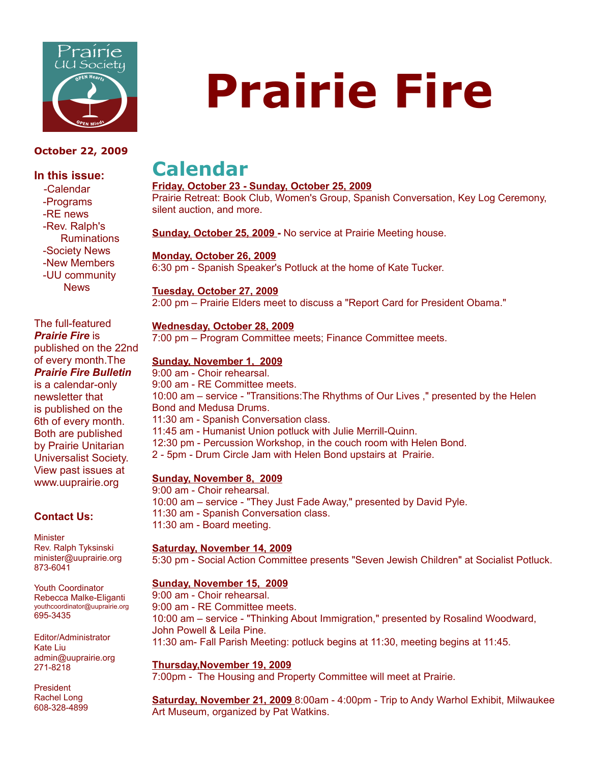# Prairie Fire

**October 22, 2009**

**In this issue:**

- -Calendar
- -Programs
- -RE news
- -Rev. Ralph's Ruminations
- -Society News
- -New Members
- -UU community News

The full-featured ***Prairie Fire*** is published on the 22nd of every month.The ***Prairie Fire Bulletin*** is a calendar-only newsletter that is published on the 6th of every month. Both are published by Prairie Unitarian Universalist Society. View past issues at www.uuprairie.org

**Contact Us:**

Minister
Rev. Ralph Tyksinski
minister@uuprairie.org
873-6041

Youth Coordinator
Rebecca Malke-Eliganti
youthcoordinator@uuprairie.org
695-3435

Editor/Administrator
Kate Liu
admin@uuprairie.org
271-8218

President
Rachel Long
608-328-4899

## Calendar

**Friday, October 23 - Sunday, October 25, 2009**
Prairie Retreat: Book Club, Women's Group, Spanish Conversation, Key Log Ceremony, silent auction, and more.

**Sunday, October 25, 2009** - No service at Prairie Meeting house.

**Monday, October 26, 2009**
6:30 pm - Spanish Speaker's Potluck at the home of Kate Tucker.

**Tuesday, October 27, 2009**
2:00 pm – Prairie Elders meet to discuss a "Report Card for President Obama."

**Wednesday, October 28, 2009**
7:00 pm – Program Committee meets; Finance Committee meets.

**Sunday, November 1, 2009**
9:00 am - Choir rehearsal.
9:00 am - RE Committee meets.
10:00 am – service - "Transitions:The Rhythms of Our Lives ," presented by the Helen Bond and Medusa Drums.
11:30 am - Spanish Conversation class.
11:45 am - Humanist Union potluck with Julie Merrill-Quinn.
12:30 pm - Percussion Workshop, in the couch room with Helen Bond.
2 - 5pm - Drum Circle Jam with Helen Bond upstairs at Prairie.

**Sunday, November 8, 2009**
9:00 am - Choir rehearsal.
10:00 am – service - "They Just Fade Away," presented by David Pyle.
11:30 am - Spanish Conversation class.
11:30 am - Board meeting.

**Saturday, November 14, 2009**
5:30 pm - Social Action Committee presents "Seven Jewish Children" at Socialist Potluck.

**Sunday, November 15, 2009**
9:00 am - Choir rehearsal.
9:00 am - RE Committee meets.
10:00 am – service - "Thinking About Immigration," presented by Rosalind Woodward, John Powell & Leila Pine.
11:30 am- Fall Parish Meeting: potluck begins at 11:30, meeting begins at 11:45.

**Thursday,November 19, 2009**
7:00pm - The Housing and Property Committee will meet at Prairie.

**Saturday, November 21, 2009** 8:00am - 4:00pm - Trip to Andy Warhol Exhibit, Milwaukee Art Museum, organized by Pat Watkins.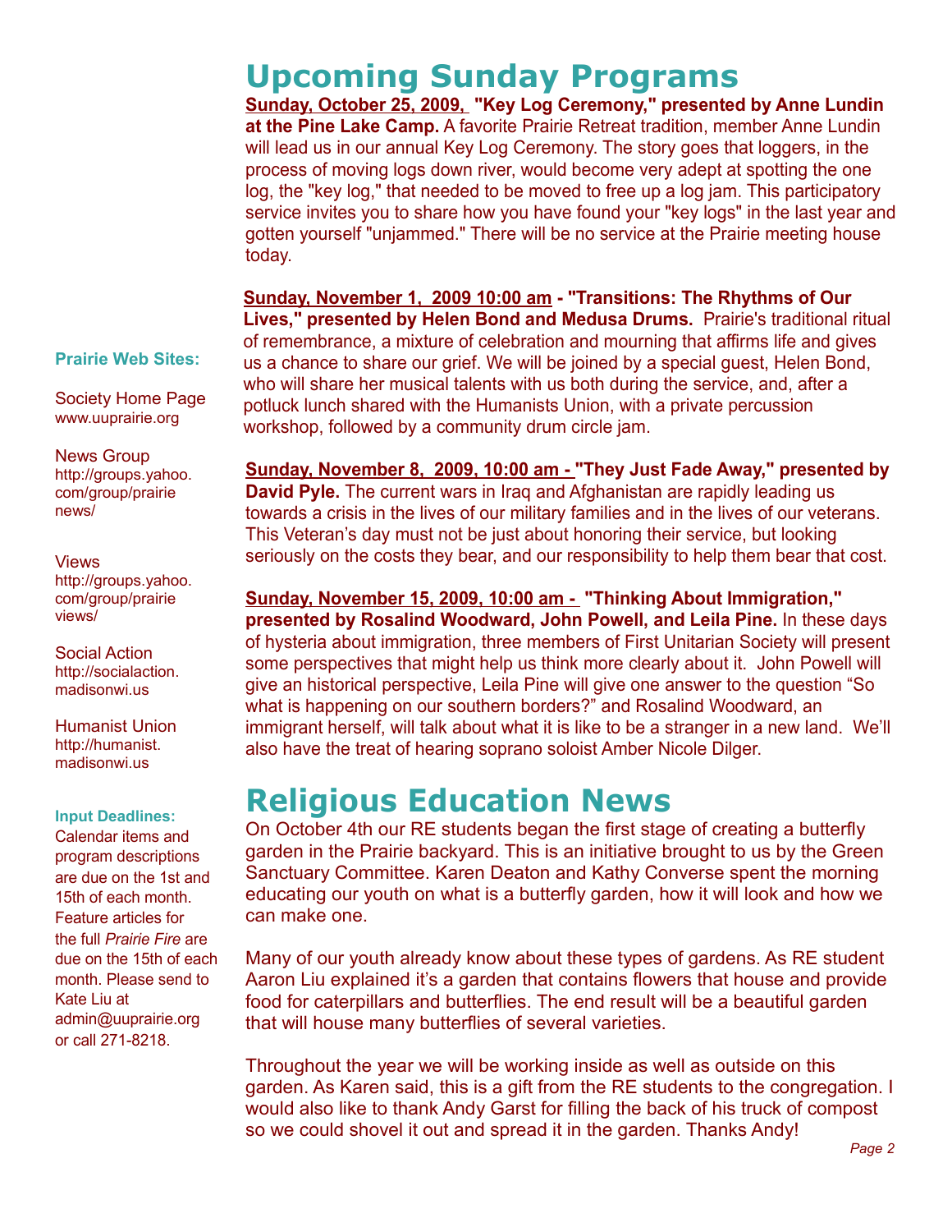# Upcoming Sunday Programs

**Sunday, October 25, 2009, "Key Log Ceremony," presented by Anne Lundin at the Pine Lake Camp.** A favorite Prairie Retreat tradition, member Anne Lundin will lead us in our annual Key Log Ceremony. The story goes that loggers, in the process of moving logs down river, would become very adept at spotting the one log, the "key log," that needed to be moved to free up a log jam. This participatory service invites you to share how you have found your "key logs" in the last year and gotten yourself "unjammed." There will be no service at the Prairie meeting house today.

**Sunday, November 1, 2009 10:00 am - "Transitions: The Rhythms of Our Lives," presented by Helen Bond and Medusa Drums.** Prairie's traditional ritual of remembrance, a mixture of celebration and mourning that affirms life and gives us a chance to share our grief. We will be joined by a special guest, Helen Bond, who will share her musical talents with us both during the service, and, after a potluck lunch shared with the Humanists Union, with a private percussion workshop, followed by a community drum circle jam.

**Sunday, November 8, 2009, 10:00 am - "They Just Fade Away," presented by David Pyle.** The current wars in Iraq and Afghanistan are rapidly leading us towards a crisis in the lives of our military families and in the lives of our veterans. This Veteran's day must not be just about honoring their service, but looking seriously on the costs they bear, and our responsibility to help them bear that cost.

**Sunday, November 15, 2009, 10:00 am - "Thinking About Immigration," presented by Rosalind Woodward, John Powell, and Leila Pine.** In these days of hysteria about immigration, three members of First Unitarian Society will present some perspectives that might help us think more clearly about it. John Powell will give an historical perspective, Leila Pine will give one answer to the question "So what is happening on our southern borders?" and Rosalind Woodward, an immigrant herself, will talk about what it is like to be a stranger in a new land. We'll also have the treat of hearing soprano soloist Amber Nicole Dilger.

# Religious Education News

On October 4th our RE students began the first stage of creating a butterfly garden in the Prairie backyard. This is an initiative brought to us by the Green Sanctuary Committee. Karen Deaton and Kathy Converse spent the morning educating our youth on what is a butterfly garden, how it will look and how we can make one.

Many of our youth already know about these types of gardens. As RE student Aaron Liu explained it's a garden that contains flowers that house and provide food for caterpillars and butterflies. The end result will be a beautiful garden that will house many butterflies of several varieties.

Throughout the year we will be working inside as well as outside on this garden. As Karen said, this is a gift from the RE students to the congregation. I would also like to thank Andy Garst for filling the back of his truck of compost so we could shovel it out and spread it in the garden. Thanks Andy!

**Prairie Web Sites:**

Society Home Page
www.uuprairie.org

News Group
http://groups.yahoo.com/group/prairienews/

Views
http://groups.yahoo.com/group/prairieviews/

Social Action
http://socialaction.madisonwi.us

Humanist Union
http://humanist.madisonwi.us

**Input Deadlines:**
Calendar items and program descriptions are due on the 1st and 15th of each month. Feature articles for the full *Prairie Fire* are due on the 15th of each month. Please send to Kate Liu at admin@uuprairie.org or call 271-8218.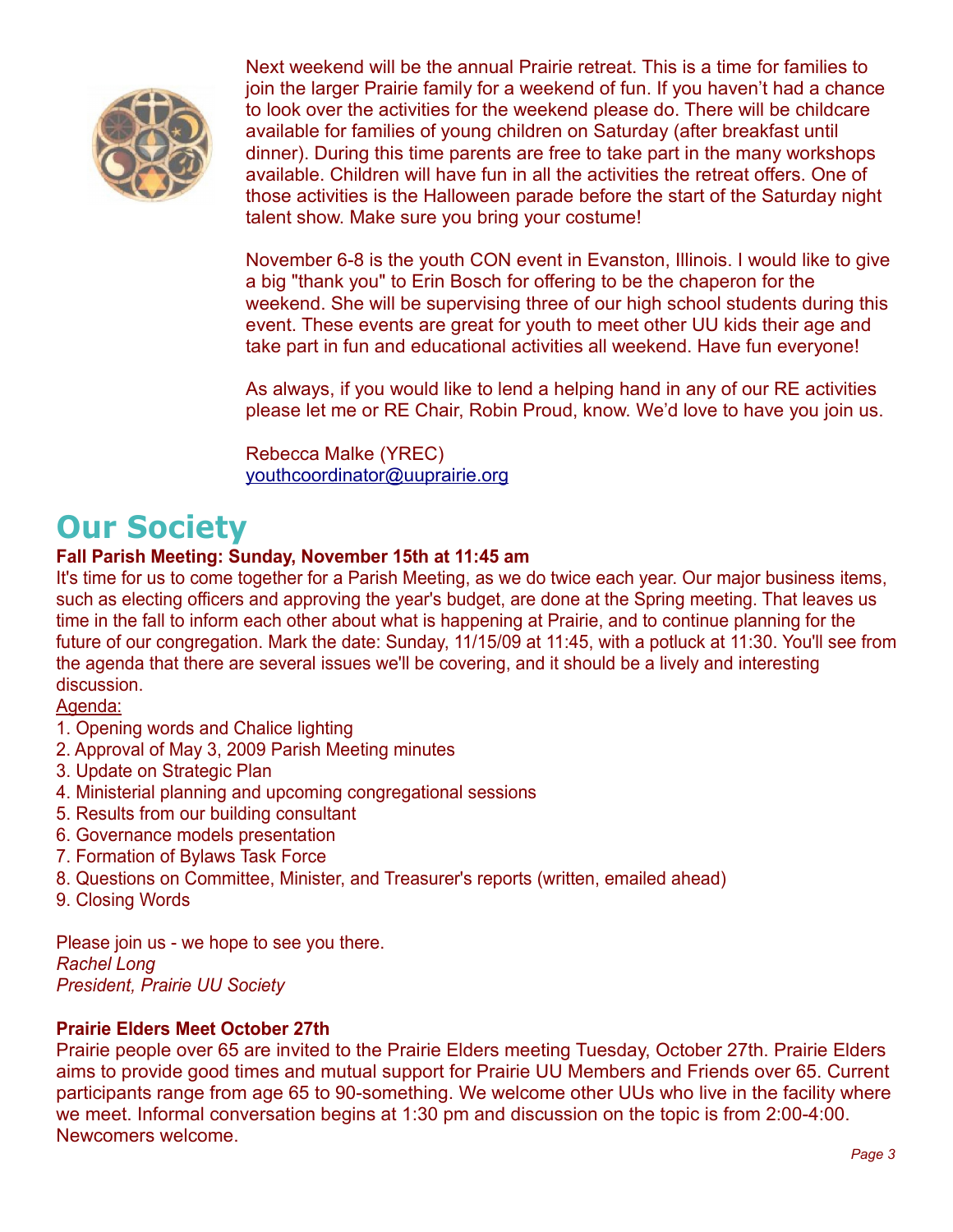Next weekend will be the annual Prairie retreat. This is a time for families to join the larger Prairie family for a weekend of fun. If you haven't had a chance to look over the activities for the weekend please do. There will be childcare available for families of young children on Saturday (after breakfast until dinner). During this time parents are free to take part in the many workshops available. Children will have fun in all the activities the retreat offers. One of those activities is the Halloween parade before the start of the Saturday night talent show. Make sure you bring your costume!

November 6-8 is the youth CON event in Evanston, Illinois. I would like to give a big "thank you" to Erin Bosch for offering to be the chaperon for the weekend. She will be supervising three of our high school students during this event. These events are great for youth to meet other UU kids their age and take part in fun and educational activities all weekend. Have fun everyone!

As always, if you would like to lend a helping hand in any of our RE activities please let me or RE Chair, Robin Proud, know. We'd love to have you join us.

Rebecca Malke (YREC)
youthcoordinator@uuprairie.org

# Our Society

**Fall Parish Meeting: Sunday, November 15th at 11:45 am**

It's time for us to come together for a Parish Meeting, as we do twice each year. Our major business items, such as electing officers and approving the year's budget, are done at the Spring meeting. That leaves us time in the fall to inform each other about what is happening at Prairie, and to continue planning for the future of our congregation. Mark the date: Sunday, 11/15/09 at 11:45, with a potluck at 11:30. You'll see from the agenda that there are several issues we'll be covering, and it should be a lively and interesting discussion.

Agenda:

1. Opening words and Chalice lighting
2. Approval of May 3, 2009 Parish Meeting minutes
3. Update on Strategic Plan
4. Ministerial planning and upcoming congregational sessions
5. Results from our building consultant
6. Governance models presentation
7. Formation of Bylaws Task Force
8. Questions on Committee, Minister, and Treasurer's reports (written, emailed ahead)
9. Closing Words

Please join us - we hope to see you there.
*Rachel Long*
*President, Prairie UU Society*

**Prairie Elders Meet October 27th**

Prairie people over 65 are invited to the Prairie Elders meeting Tuesday, October 27th. Prairie Elders aims to provide good times and mutual support for Prairie UU Members and Friends over 65. Current participants range from age 65 to 90-something. We welcome other UUs who live in the facility where we meet. Informal conversation begins at 1:30 pm and discussion on the topic is from 2:00-4:00. Newcomers welcome.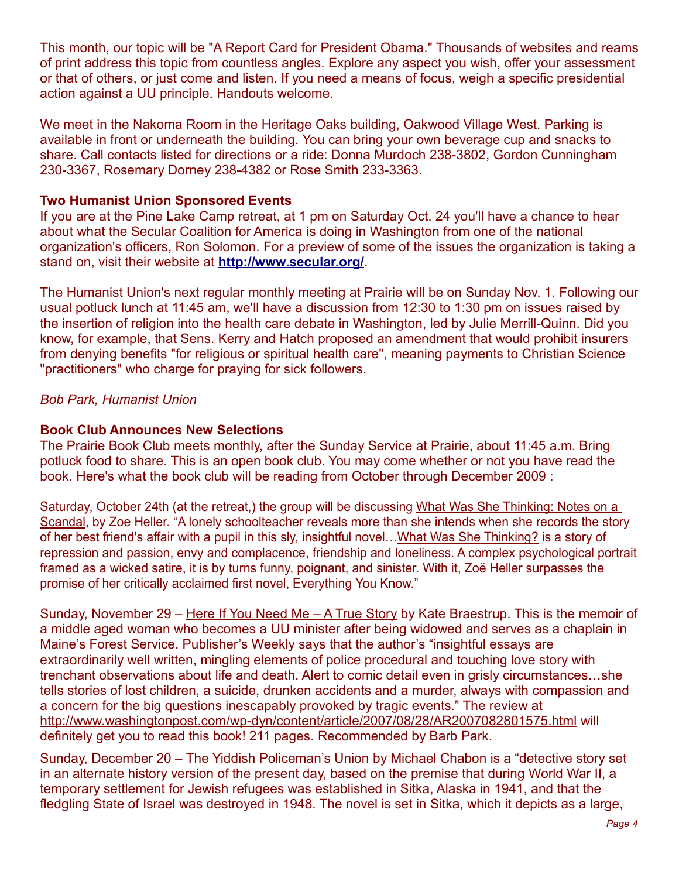This month, our topic will be "A Report Card for President Obama." Thousands of websites and reams of print address this topic from countless angles. Explore any aspect you wish, offer your assessment or that of others, or just come and listen. If you need a means of focus, weigh a specific presidential action against a UU principle. Handouts welcome.

We meet in the Nakoma Room in the Heritage Oaks building, Oakwood Village West. Parking is available in front or underneath the building. You can bring your own beverage cup and snacks to share. Call contacts listed for directions or a ride: Donna Murdoch 238-3802, Gordon Cunningham 230-3367, Rosemary Dorney 238-4382 or Rose Smith 233-3363.

**Two Humanist Union Sponsored Events**

If you are at the Pine Lake Camp retreat, at 1 pm on Saturday Oct. 24 you'll have a chance to hear about what the Secular Coalition for America is doing in Washington from one of the national organization's officers, Ron Solomon. For a preview of some of the issues the organization is taking a stand on, visit their website at **http://www.secular.org/**.

The Humanist Union's next regular monthly meeting at Prairie will be on Sunday Nov. 1. Following our usual potluck lunch at 11:45 am, we'll have a discussion from 12:30 to 1:30 pm on issues raised by the insertion of religion into the health care debate in Washington, led by Julie Merrill-Quinn. Did you know, for example, that Sens. Kerry and Hatch proposed an amendment that would prohibit insurers from denying benefits "for religious or spiritual health care", meaning payments to Christian Science "practitioners" who charge for praying for sick followers.

*Bob Park, Humanist Union*

**Book Club Announces New Selections**

The Prairie Book Club meets monthly, after the Sunday Service at Prairie, about 11:45 a.m. Bring potluck food to share. This is an open book club. You may come whether or not you have read the book. Here's what the book club will be reading from October through December 2009 :

Saturday, October 24th (at the retreat,) the group will be discussing What Was She Thinking: Notes on a Scandal, by Zoe Heller. “A lonely schoolteacher reveals more than she intends when she records the story of her best friend's affair with a pupil in this sly, insightful novel…What Was She Thinking? is a story of repression and passion, envy and complacence, friendship and loneliness. A complex psychological portrait framed as a wicked satire, it is by turns funny, poignant, and sinister. With it, Zoë Heller surpasses the promise of her critically acclaimed first novel, Everything You Know.”

Sunday, November 29 – Here If You Need Me – A True Story by Kate Braestrup. This is the memoir of a middle aged woman who becomes a UU minister after being widowed and serves as a chaplain in Maine’s Forest Service. Publisher’s Weekly says that the author’s “insightful essays are extraordinarily well written, mingling elements of police procedural and touching love story with trenchant observations about life and death. Alert to comic detail even in grisly circumstances…she tells stories of lost children, a suicide, drunken accidents and a murder, always with compassion and a concern for the big questions inescapably provoked by tragic events.” The review at http://www.washingtonpost.com/wp-dyn/content/article/2007/08/28/AR2007082801575.html will definitely get you to read this book! 211 pages. Recommended by Barb Park.

Sunday, December 20 – The Yiddish Policeman’s Union by Michael Chabon is a “detective story set in an alternate history version of the present day, based on the premise that during World War II, a temporary settlement for Jewish refugees was established in Sitka, Alaska in 1941, and that the fledgling State of Israel was destroyed in 1948. The novel is set in Sitka, which it depicts as a large,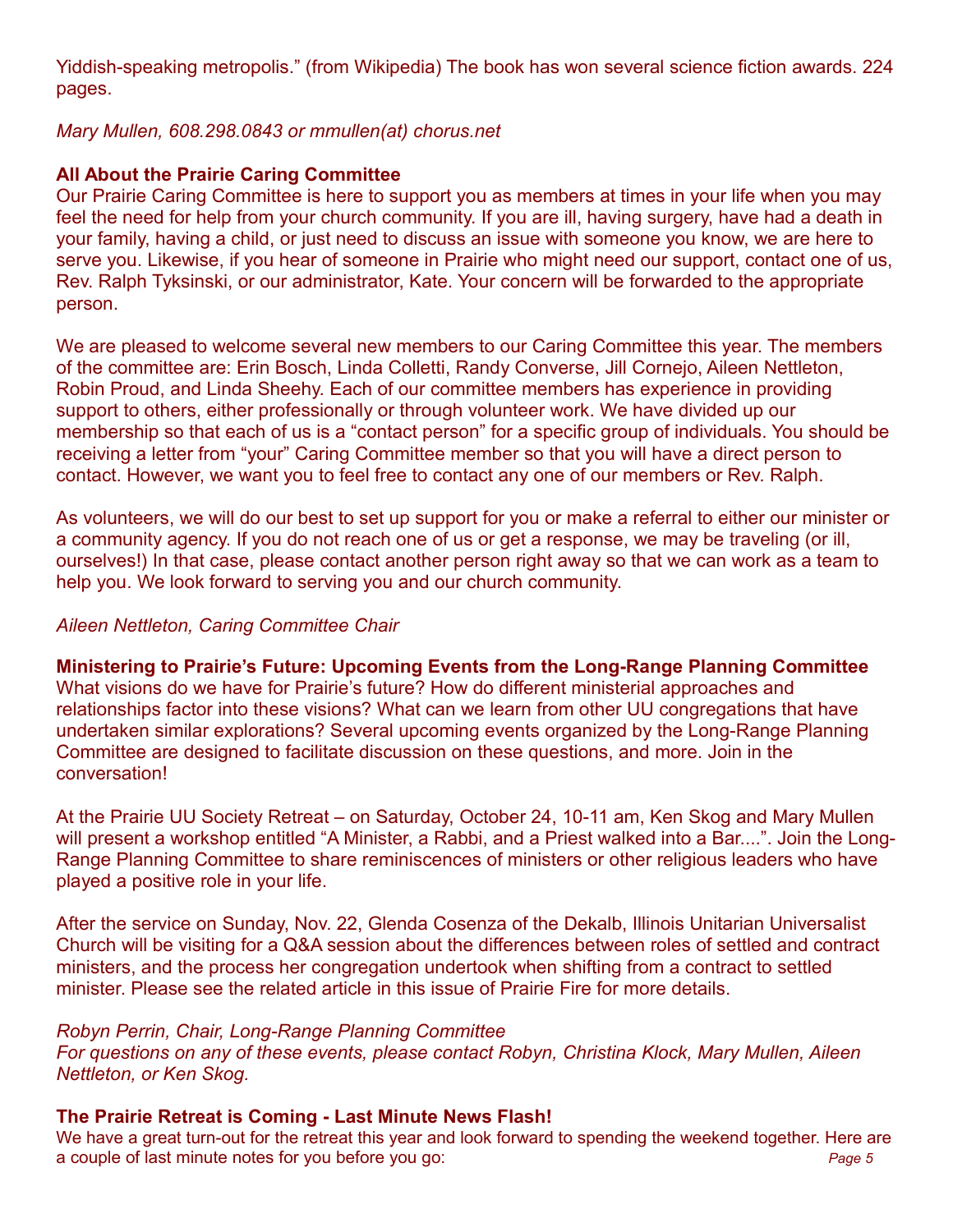Yiddish-speaking metropolis." (from Wikipedia) The book has won several science fiction awards. 224 pages.

*Mary Mullen, 608.298.0843 or mmullen(at) chorus.net*

**All About the Prairie Caring Committee**

Our Prairie Caring Committee is here to support you as members at times in your life when you may feel the need for help from your church community. If you are ill, having surgery, have had a death in your family, having a child, or just need to discuss an issue with someone you know, we are here to serve you. Likewise, if you hear of someone in Prairie who might need our support, contact one of us, Rev. Ralph Tyksinski, or our administrator, Kate. Your concern will be forwarded to the appropriate person.

We are pleased to welcome several new members to our Caring Committee this year. The members of the committee are: Erin Bosch, Linda Colletti, Randy Converse, Jill Cornejo, Aileen Nettleton, Robin Proud, and Linda Sheehy. Each of our committee members has experience in providing support to others, either professionally or through volunteer work. We have divided up our membership so that each of us is a "contact person" for a specific group of individuals. You should be receiving a letter from "your" Caring Committee member so that you will have a direct person to contact. However, we want you to feel free to contact any one of our members or Rev. Ralph.

As volunteers, we will do our best to set up support for you or make a referral to either our minister or a community agency. If you do not reach one of us or get a response, we may be traveling (or ill, ourselves!) In that case, please contact another person right away so that we can work as a team to help you. We look forward to serving you and our church community.

*Aileen Nettleton, Caring Committee Chair*

**Ministering to Prairie's Future: Upcoming Events from the Long-Range Planning Committee**

What visions do we have for Prairie's future? How do different ministerial approaches and relationships factor into these visions? What can we learn from other UU congregations that have undertaken similar explorations? Several upcoming events organized by the Long-Range Planning Committee are designed to facilitate discussion on these questions, and more. Join in the conversation!

At the Prairie UU Society Retreat – on Saturday, October 24, 10-11 am, Ken Skog and Mary Mullen will present a workshop entitled "A Minister, a Rabbi, and a Priest walked into a Bar....". Join the Long-Range Planning Committee to share reminiscences of ministers or other religious leaders who have played a positive role in your life.

After the service on Sunday, Nov. 22, Glenda Cosenza of the Dekalb, Illinois Unitarian Universalist Church will be visiting for a Q&A session about the differences between roles of settled and contract ministers, and the process her congregation undertook when shifting from a contract to settled minister. Please see the related article in this issue of Prairie Fire for more details.

*Robyn Perrin, Chair, Long-Range Planning Committee*
*For questions on any of these events, please contact Robyn, Christina Klock, Mary Mullen, Aileen Nettleton, or Ken Skog.*

**The Prairie Retreat is Coming - Last Minute News Flash!**

We have a great turn-out for the retreat this year and look forward to spending the weekend together. Here are a couple of last minute notes for you before you go: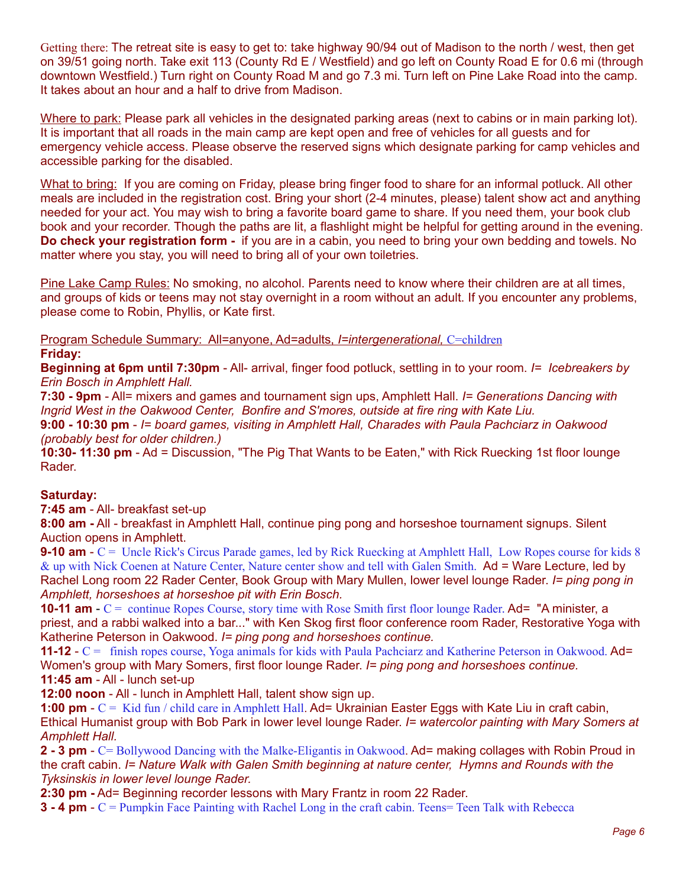Getting there: The retreat site is easy to get to: take highway 90/94 out of Madison to the north / west, then get on 39/51 going north. Take exit 113 (County Rd E / Westfield) and go left on County Road E for 0.6 mi (through downtown Westfield.) Turn right on County Road M and go 7.3 mi. Turn left on Pine Lake Road into the camp. It takes about an hour and a half to drive from Madison.

Where to park: Please park all vehicles in the designated parking areas (next to cabins or in main parking lot). It is important that all roads in the main camp are kept open and free of vehicles for all guests and for emergency vehicle access. Please observe the reserved signs which designate parking for camp vehicles and accessible parking for the disabled.

What to bring: If you are coming on Friday, please bring finger food to share for an informal potluck. All other meals are included in the registration cost. Bring your short (2-4 minutes, please) talent show act and anything needed for your act. You may wish to bring a favorite board game to share. If you need them, your book club book and your recorder. Though the paths are lit, a flashlight might be helpful for getting around in the evening. **Do check your registration form -** if you are in a cabin, you need to bring your own bedding and towels. No matter where you stay, you will need to bring all of your own toiletries.

Pine Lake Camp Rules: No smoking, no alcohol. Parents need to know where their children are at all times, and groups of kids or teens may not stay overnight in a room without an adult. If you encounter any problems, please come to Robin, Phyllis, or Kate first.

Program Schedule Summary: All=anyone, Ad=adults, *I=intergenerational,* C=children

**Friday:**

**Beginning at 6pm until 7:30pm** - All- arrival, finger food potluck, settling in to your room. *I= Icebreakers by Erin Bosch in Amphlett Hall.*

**7:30 - 9pm** - All= mixers and games and tournament sign ups, Amphlett Hall. *I= Generations Dancing with Ingrid West in the Oakwood Center, Bonfire and S'mores, outside at fire ring with Kate Liu.*

**9:00 - 10:30 pm** - *I= board games, visiting in Amphlett Hall, Charades with Paula Pachciarz in Oakwood (probably best for older children.)*

**10:30- 11:30 pm** - Ad = Discussion, "The Pig That Wants to be Eaten," with Rick Ruecking 1st floor lounge Rader.

**Saturday:**

**7:45 am** - All- breakfast set-up

**8:00 am -** All - breakfast in Amphlett Hall, continue ping pong and horseshoe tournament signups. Silent Auction opens in Amphlett.

**9-10 am** - C = Uncle Rick's Circus Parade games, led by Rick Ruecking at Amphlett Hall, Low Ropes course for kids 8 & up with Nick Coenen at Nature Center, Nature center show and tell with Galen Smith. Ad = Ware Lecture, led by Rachel Long room 22 Rader Center, Book Group with Mary Mullen, lower level lounge Rader. *I= ping pong in Amphlett, horseshoes at horseshoe pit with Erin Bosch.*

**10-11 am** - C = continue Ropes Course, story time with Rose Smith first floor lounge Rader. Ad= "A minister, a priest, and a rabbi walked into a bar..." with Ken Skog first floor conference room Rader, Restorative Yoga with Katherine Peterson in Oakwood. *I= ping pong and horseshoes continue.*

**11-12** - C = finish ropes course, Yoga animals for kids with Paula Pachciarz and Katherine Peterson in Oakwood. Ad= Women's group with Mary Somers, first floor lounge Rader. *I= ping pong and horseshoes continue.*

**11:45 am** - All - lunch set-up

**12:00 noon** - All - lunch in Amphlett Hall, talent show sign up.

**1:00 pm** - C = Kid fun / child care in Amphlett Hall. Ad= Ukrainian Easter Eggs with Kate Liu in craft cabin, Ethical Humanist group with Bob Park in lower level lounge Rader. *I= watercolor painting with Mary Somers at Amphlett Hall.*

**2 - 3 pm** - C= Bollywood Dancing with the Malke-Eligantis in Oakwood. Ad= making collages with Robin Proud in the craft cabin. *I= Nature Walk with Galen Smith beginning at nature center, Hymns and Rounds with the Tyksinskis in lower level lounge Rader.*

**2:30 pm -** Ad= Beginning recorder lessons with Mary Frantz in room 22 Rader.

**3 - 4 pm** - C = Pumpkin Face Painting with Rachel Long in the craft cabin. Teens= Teen Talk with Rebecca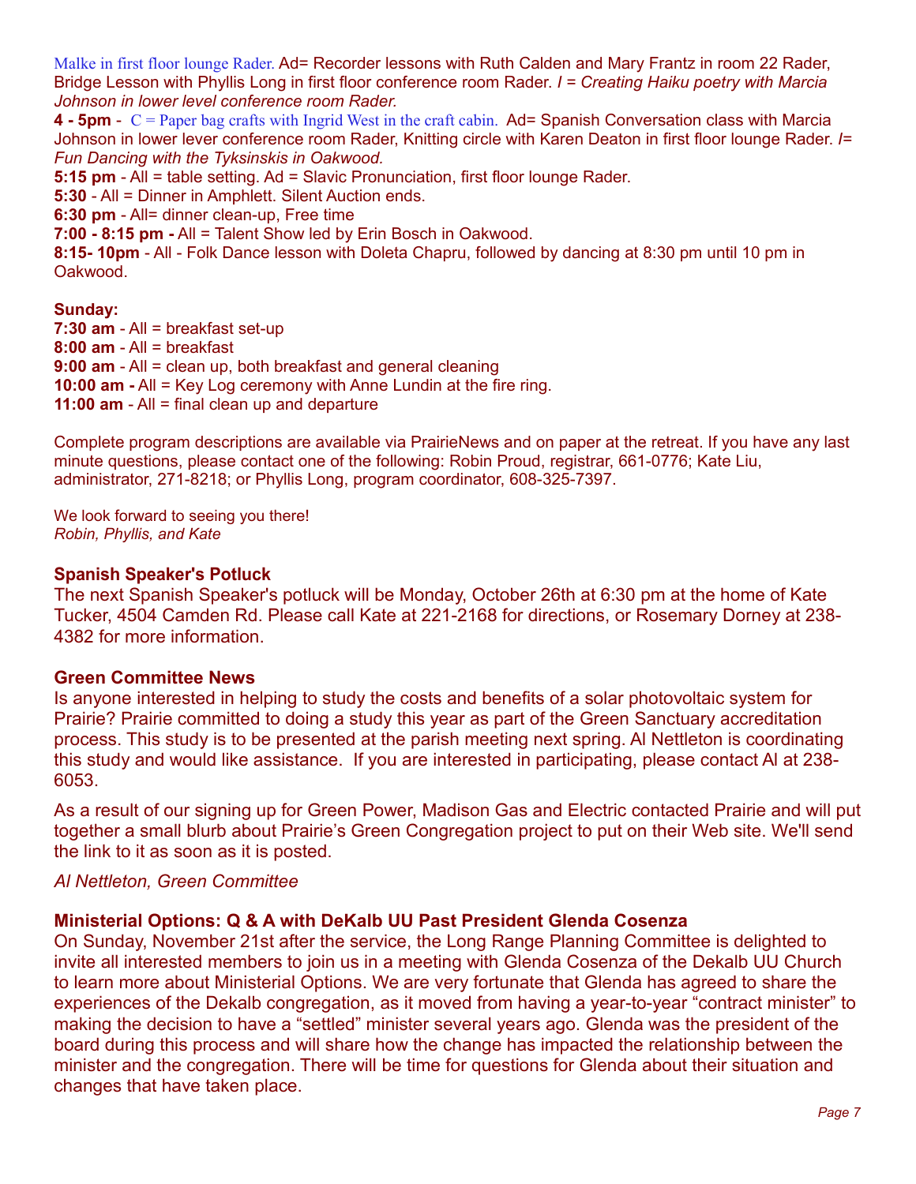Malke in first floor lounge Rader. Ad= Recorder lessons with Ruth Calden and Mary Frantz in room 22 Rader, Bridge Lesson with Phyllis Long in first floor conference room Rader. *I = Creating Haiku poetry with Marcia Johnson in lower level conference room Rader.*

**4 - 5pm** - C = Paper bag crafts with Ingrid West in the craft cabin. Ad= Spanish Conversation class with Marcia Johnson in lower lever conference room Rader, Knitting circle with Karen Deaton in first floor lounge Rader. *I= Fun Dancing with the Tyksinskis in Oakwood.*

**5:15 pm** - All = table setting. Ad = Slavic Pronunciation, first floor lounge Rader.

**5:30** - All = Dinner in Amphlett. Silent Auction ends.

**6:30 pm** - All= dinner clean-up, Free time

**7:00 - 8:15 pm -** All = Talent Show led by Erin Bosch in Oakwood.

**8:15- 10pm** - All - Folk Dance lesson with Doleta Chapru, followed by dancing at 8:30 pm until 10 pm in Oakwood.

**Sunday:**

**7:30 am** - All = breakfast set-up

**8:00 am** - All = breakfast

**9:00 am** - All = clean up, both breakfast and general cleaning

**10:00 am -** All = Key Log ceremony with Anne Lundin at the fire ring.

**11:00 am** - All = final clean up and departure

Complete program descriptions are available via PrairieNews and on paper at the retreat. If you have any last minute questions, please contact one of the following: Robin Proud, registrar, 661-0776; Kate Liu, administrator, 271-8218; or Phyllis Long, program coordinator, 608-325-7397.

We look forward to seeing you there!
*Robin, Phyllis, and Kate*

### Spanish Speaker's Potluck

The next Spanish Speaker's potluck will be Monday, October 26th at 6:30 pm at the home of Kate Tucker, 4504 Camden Rd. Please call Kate at 221-2168 for directions, or Rosemary Dorney at 238-4382 for more information.

### Green Committee News

Is anyone interested in helping to study the costs and benefits of a solar photovoltaic system for Prairie? Prairie committed to doing a study this year as part of the Green Sanctuary accreditation process. This study is to be presented at the parish meeting next spring. Al Nettleton is coordinating this study and would like assistance. If you are interested in participating, please contact Al at 238-6053.

As a result of our signing up for Green Power, Madison Gas and Electric contacted Prairie and will put together a small blurb about Prairie's Green Congregation project to put on their Web site. We'll send the link to it as soon as it is posted.

*Al Nettleton, Green Committee*

### Ministerial Options: Q & A with DeKalb UU Past President Glenda Cosenza

On Sunday, November 21st after the service, the Long Range Planning Committee is delighted to invite all interested members to join us in a meeting with Glenda Cosenza of the Dekalb UU Church to learn more about Ministerial Options. We are very fortunate that Glenda has agreed to share the experiences of the Dekalb congregation, as it moved from having a year-to-year "contract minister" to making the decision to have a "settled" minister several years ago. Glenda was the president of the board during this process and will share how the change has impacted the relationship between the minister and the congregation. There will be time for questions for Glenda about their situation and changes that have taken place.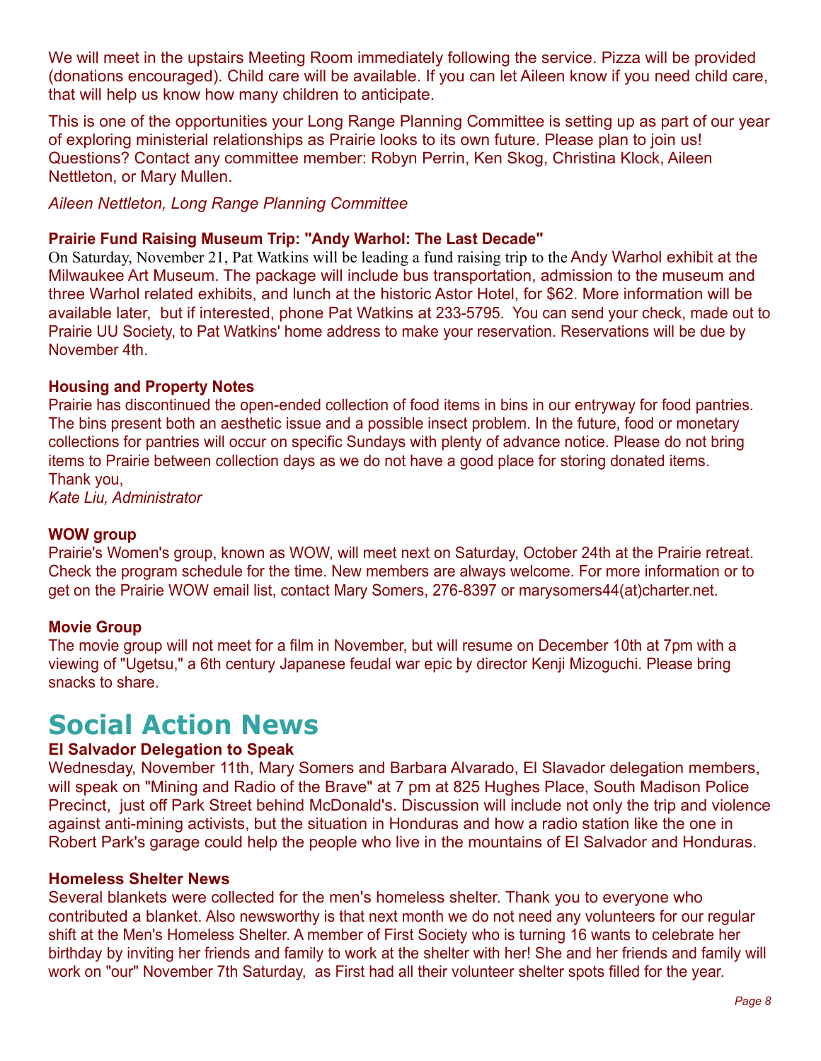We will meet in the upstairs Meeting Room immediately following the service. Pizza will be provided (donations encouraged). Child care will be available. If you can let Aileen know if you need child care, that will help us know how many children to anticipate.

This is one of the opportunities your Long Range Planning Committee is setting up as part of our year of exploring ministerial relationships as Prairie looks to its own future. Please plan to join us! Questions? Contact any committee member: Robyn Perrin, Ken Skog, Christina Klock, Aileen Nettleton, or Mary Mullen.

*Aileen Nettleton, Long Range Planning Committee*

### Prairie Fund Raising Museum Trip: "Andy Warhol: The Last Decade"

On Saturday, November 21, Pat Watkins will be leading a fund raising trip to the Andy Warhol exhibit at the Milwaukee Art Museum. The package will include bus transportation, admission to the museum and three Warhol related exhibits, and lunch at the historic Astor Hotel, for $62. More information will be available later, but if interested, phone Pat Watkins at 233-5795. You can send your check, made out to Prairie UU Society, to Pat Watkins' home address to make your reservation. Reservations will be due by November 4th.

### Housing and Property Notes

Prairie has discontinued the open-ended collection of food items in bins in our entryway for food pantries. The bins present both an aesthetic issue and a possible insect problem. In the future, food or monetary collections for pantries will occur on specific Sundays with plenty of advance notice. Please do not bring items to Prairie between collection days as we do not have a good place for storing donated items.
Thank you,
*Kate Liu, Administrator*

### WOW group

Prairie's Women's group, known as WOW, will meet next on Saturday, October 24th at the Prairie retreat. Check the program schedule for the time. New members are always welcome. For more information or to get on the Prairie WOW email list, contact Mary Somers, 276-8397 or marysomers44(at)charter.net.

### Movie Group

The movie group will not meet for a film in November, but will resume on December 10th at 7pm with a viewing of "Ugetsu," a 6th century Japanese feudal war epic by director Kenji Mizoguchi. Please bring snacks to share.

# Social Action News

### El Salvador Delegation to Speak

Wednesday, November 11th, Mary Somers and Barbara Alvarado, El Slavador delegation members, will speak on "Mining and Radio of the Brave" at 7 pm at 825 Hughes Place, South Madison Police Precinct, just off Park Street behind McDonald's. Discussion will include not only the trip and violence against anti-mining activists, but the situation in Honduras and how a radio station like the one in Robert Park's garage could help the people who live in the mountains of El Salvador and Honduras.

### Homeless Shelter News

Several blankets were collected for the men's homeless shelter. Thank you to everyone who contributed a blanket. Also newsworthy is that next month we do not need any volunteers for our regular shift at the Men's Homeless Shelter. A member of First Society who is turning 16 wants to celebrate her birthday by inviting her friends and family to work at the shelter with her! She and her friends and family will work on "our" November 7th Saturday, as First had all their volunteer shelter spots filled for the year.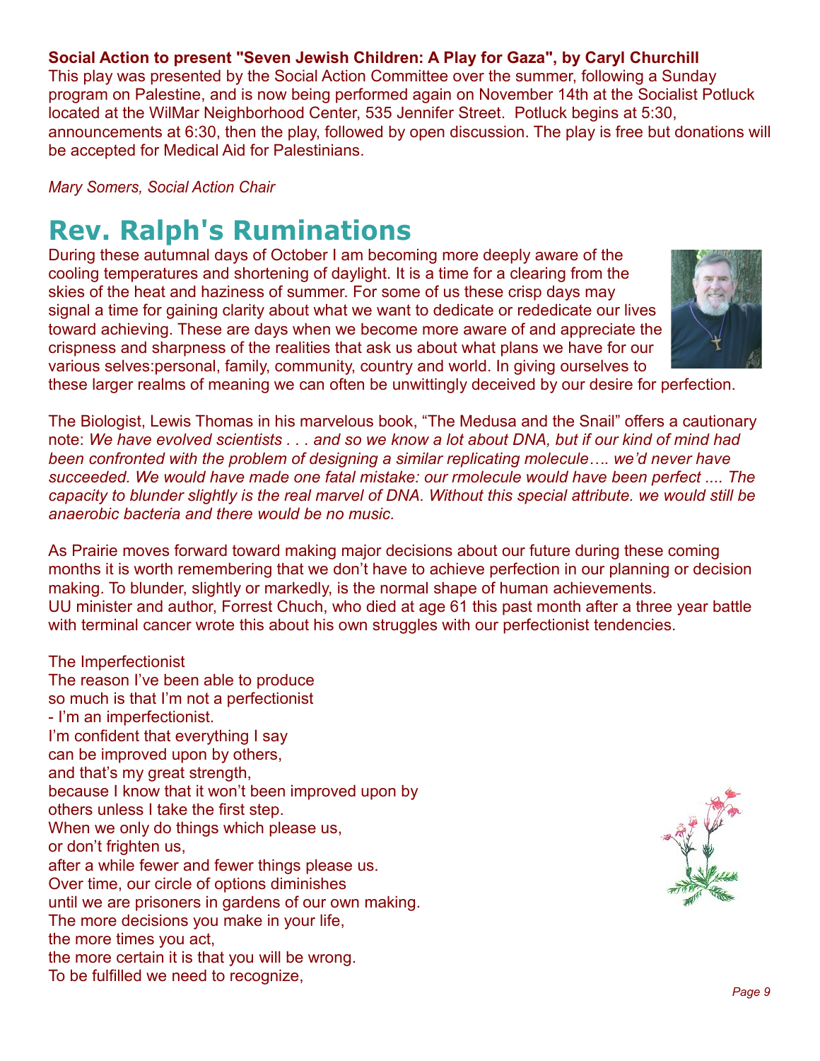**Social Action to present "Seven Jewish Children: A Play for Gaza", by Caryl Churchill**
This play was presented by the Social Action Committee over the summer, following a Sunday program on Palestine, and is now being performed again on November 14th at the Socialist Potluck located at the WilMar Neighborhood Center, 535 Jennifer Street. Potluck begins at 5:30, announcements at 6:30, then the play, followed by open discussion. The play is free but donations will be accepted for Medical Aid for Palestinians.

*Mary Somers, Social Action Chair*

# Rev. Ralph's Ruminations

During these autumnal days of October I am becoming more deeply aware of the cooling temperatures and shortening of daylight. It is a time for a clearing from the skies of the heat and haziness of summer. For some of us these crisp days may signal a time for gaining clarity about what we want to dedicate or rededicate our lives toward achieving. These are days when we become more aware of and appreciate the crispness and sharpness of the realities that ask us about what plans we have for our various selves:personal, family, community, country and world. In giving ourselves to these larger realms of meaning we can often be unwittingly deceived by our desire for perfection.

The Biologist, Lewis Thomas in his marvelous book, "The Medusa and the Snail" offers a cautionary note: *We have evolved scientists . . . and so we know a lot about DNA, but if our kind of mind had been confronted with the problem of designing a similar replicating molecule…. we'd never have succeeded. We would have made one fatal mistake: our rmolecule would have been perfect .... The capacity to blunder slightly is the real marvel of DNA. Without this special attribute. we would still be anaerobic bacteria and there would be no music.*

As Prairie moves forward toward making major decisions about our future during these coming months it is worth remembering that we don't have to achieve perfection in our planning or decision making. To blunder, slightly or markedly, is the normal shape of human achievements.
UU minister and author, Forrest Chuch, who died at age 61 this past month after a three year battle with terminal cancer wrote this about his own struggles with our perfectionist tendencies.

The Imperfectionist
The reason I've been able to produce
so much is that I'm not a perfectionist
- I'm an imperfectionist.
I'm confident that everything I say
can be improved upon by others,
and that's my great strength,
because I know that it won't been improved upon by
others unless I take the first step.
When we only do things which please us,
or don't frighten us,
after a while fewer and fewer things please us.
Over time, our circle of options diminishes
until we are prisoners in gardens of our own making.
The more decisions you make in your life,
the more times you act,
the more certain it is that you will be wrong.
To be fulfilled we need to recognize,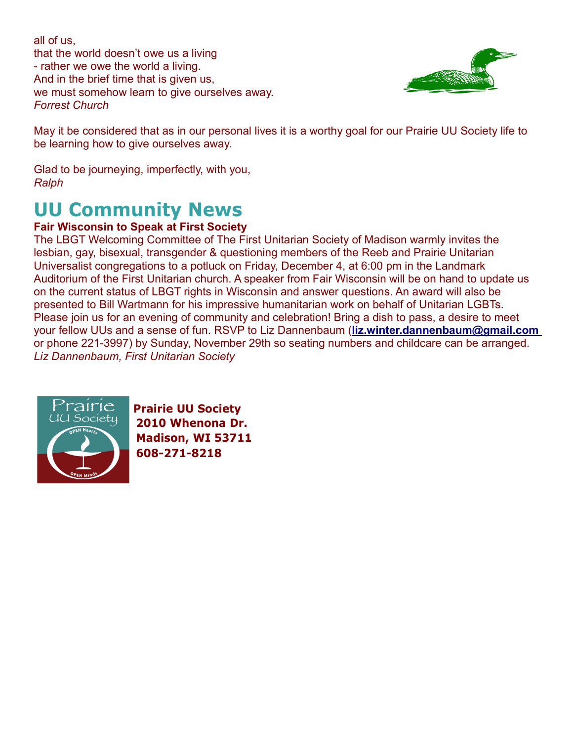all of us,
that the world doesn't owe us a living
- rather we owe the world a living.
And in the brief time that is given us,
we must somehow learn to give ourselves away.
*Forrest Church*

May it be considered that as in our personal lives it is a worthy goal for our Prairie UU Society life to be learning how to give ourselves away.

Glad to be journeying, imperfectly, with you,
*Ralph*

# UU Community News

**Fair Wisconsin to Speak at First Society**

The LBGT Welcoming Committee of The First Unitarian Society of Madison warmly invites the lesbian, gay, bisexual, transgender & questioning members of the Reeb and Prairie Unitarian Universalist congregations to a potluck on Friday, December 4, at 6:00 pm in the Landmark Auditorium of the First Unitarian church. A speaker from Fair Wisconsin will be on hand to update us on the current status of LBGT rights in Wisconsin and answer questions. An award will also be presented to Bill Wartmann for his impressive humanitarian work on behalf of Unitarian LGBTs. Please join us for an evening of community and celebration! Bring a dish to pass, a desire to meet your fellow UUs and a sense of fun. RSVP to Liz Dannenbaum (**liz.winter.dannenbaum@gmail.com** or phone 221-3997) by Sunday, November 29th so seating numbers and childcare can be arranged.
*Liz Dannenbaum, First Unitarian Society*

**Prairie UU Society**
**2010 Whenona Dr.**
**Madison, WI 53711**
**608-271-8218**